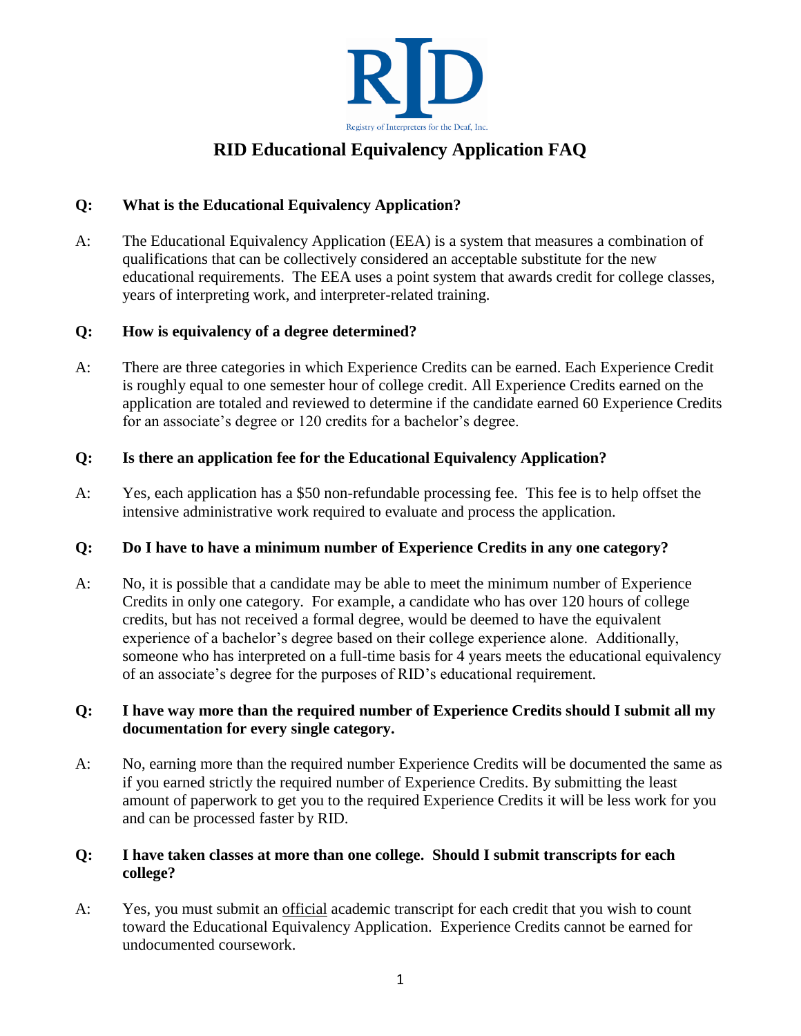RID

Registry of Interpreters for the Deaf, Inc.

# RID Educational Equivalency Application FAQ

**Q: What is the Educational Equivalency Application?**

A: The Educational Equivalency Application (EEA) is a system that measures a combination of qualifications that can be collectively considered an acceptable substitute for the new educational requirements. The EEA uses a point system that awards credit for college classes, years of interpreting work, and interpreter-related training.

**Q: How is equivalency of a degree determined?**

A: There are three categories in which Experience Credits can be earned. Each Experience Credit is roughly equal to one semester hour of college credit. All Experience Credits earned on the application are totaled and reviewed to determine if the candidate earned 60 Experience Credits for an associate's degree or 120 credits for a bachelor's degree.

**Q: Is there an application fee for the Educational Equivalency Application?**

A: Yes, each application has a $50 non-refundable processing fee. This fee is to help offset the intensive administrative work required to evaluate and process the application.

**Q: Do I have to have a minimum number of Experience Credits in any one category?**

A: No, it is possible that a candidate may be able to meet the minimum number of Experience Credits in only one category. For example, a candidate who has over 120 hours of college credits, but has not received a formal degree, would be deemed to have the equivalent experience of a bachelor's degree based on their college experience alone. Additionally, someone who has interpreted on a full-time basis for 4 years meets the educational equivalency of an associate's degree for the purposes of RID's educational requirement.

**Q: I have way more than the required number of Experience Credits should I submit all my documentation for every single category.**

A: No, earning more than the required number Experience Credits will be documented the same as if you earned strictly the required number of Experience Credits. By submitting the least amount of paperwork to get you to the required Experience Credits it will be less work for you and can be processed faster by RID.

**Q: I have taken classes at more than one college. Should I submit transcripts for each college?**

A: Yes, you must submit an official academic transcript for each credit that you wish to count toward the Educational Equivalency Application. Experience Credits cannot be earned for undocumented coursework.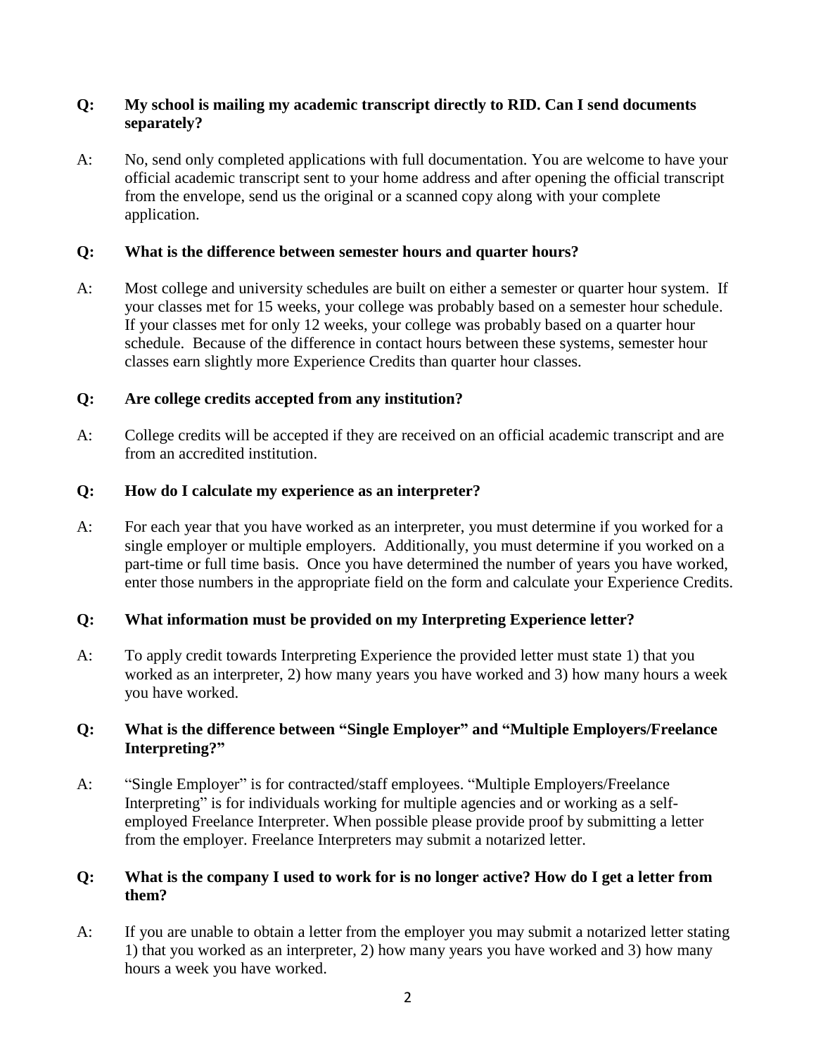**Q: My school is mailing my academic transcript directly to RID. Can I send documents separately?**

A: No, send only completed applications with full documentation. You are welcome to have your official academic transcript sent to your home address and after opening the official transcript from the envelope, send us the original or a scanned copy along with your complete application.

**Q: What is the difference between semester hours and quarter hours?**

A: Most college and university schedules are built on either a semester or quarter hour system. If your classes met for 15 weeks, your college was probably based on a semester hour schedule. If your classes met for only 12 weeks, your college was probably based on a quarter hour schedule. Because of the difference in contact hours between these systems, semester hour classes earn slightly more Experience Credits than quarter hour classes.

**Q: Are college credits accepted from any institution?**

A: College credits will be accepted if they are received on an official academic transcript and are from an accredited institution.

**Q: How do I calculate my experience as an interpreter?**

A: For each year that you have worked as an interpreter, you must determine if you worked for a single employer or multiple employers. Additionally, you must determine if you worked on a part-time or full time basis. Once you have determined the number of years you have worked, enter those numbers in the appropriate field on the form and calculate your Experience Credits.

**Q: What information must be provided on my Interpreting Experience letter?**

A: To apply credit towards Interpreting Experience the provided letter must state 1) that you worked as an interpreter, 2) how many years you have worked and 3) how many hours a week you have worked.

**Q: What is the difference between "Single Employer" and "Multiple Employers/Freelance Interpreting?"**

A: "Single Employer" is for contracted/staff employees. "Multiple Employers/Freelance Interpreting" is for individuals working for multiple agencies and or working as a self-employed Freelance Interpreter. When possible please provide proof by submitting a letter from the employer. Freelance Interpreters may submit a notarized letter.

**Q: What is the company I used to work for is no longer active? How do I get a letter from them?**

A: If you are unable to obtain a letter from the employer you may submit a notarized letter stating 1) that you worked as an interpreter, 2) how many years you have worked and 3) how many hours a week you have worked.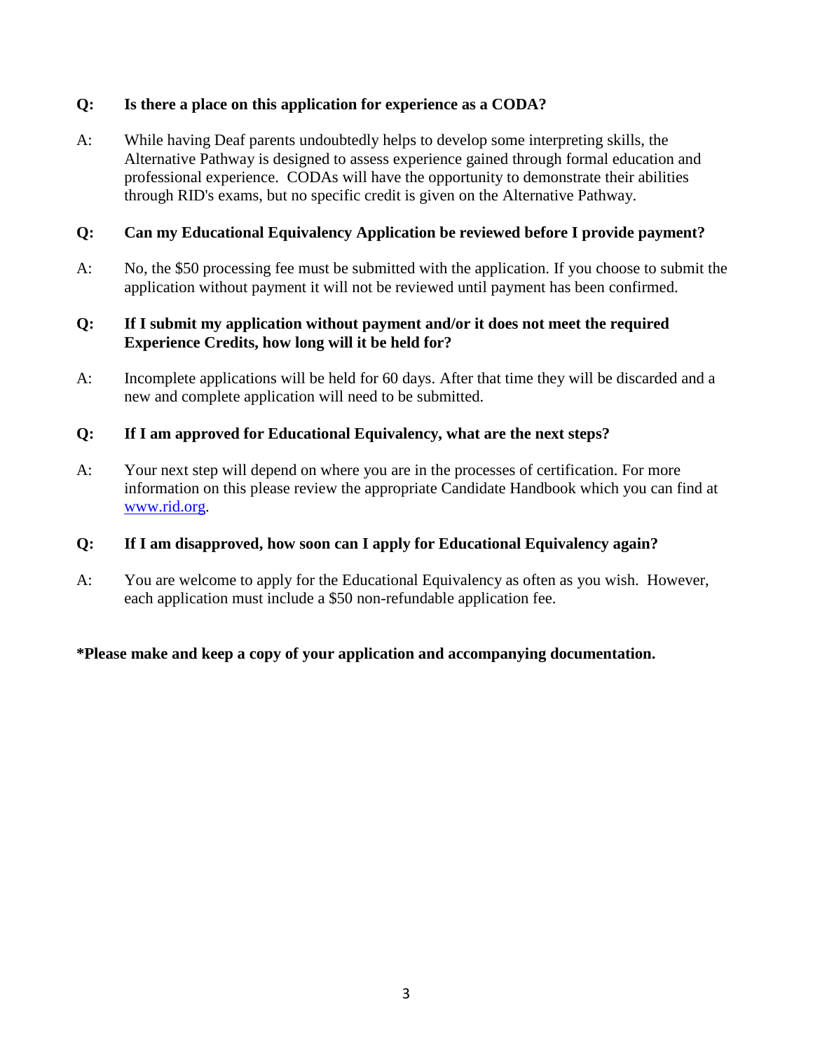**Q: Is there a place on this application for experience as a CODA?**

A: While having Deaf parents undoubtedly helps to develop some interpreting skills, the Alternative Pathway is designed to assess experience gained through formal education and professional experience. CODAs will have the opportunity to demonstrate their abilities through RID's exams, but no specific credit is given on the Alternative Pathway.

**Q: Can my Educational Equivalency Application be reviewed before I provide payment?**

A: No, the $50 processing fee must be submitted with the application. If you choose to submit the application without payment it will not be reviewed until payment has been confirmed.

**Q: If I submit my application without payment and/or it does not meet the required Experience Credits, how long will it be held for?**

A: Incomplete applications will be held for 60 days. After that time they will be discarded and a new and complete application will need to be submitted.

**Q: If I am approved for Educational Equivalency, what are the next steps?**

A: Your next step will depend on where you are in the processes of certification. For more information on this please review the appropriate Candidate Handbook which you can find at [www.rid.org](http://www.rid.org).

**Q: If I am disapproved, how soon can I apply for Educational Equivalency again?**

A: You are welcome to apply for the Educational Equivalency as often as you wish. However, each application must include a $50 non-refundable application fee.

**\*Please make and keep a copy of your application and accompanying documentation.**